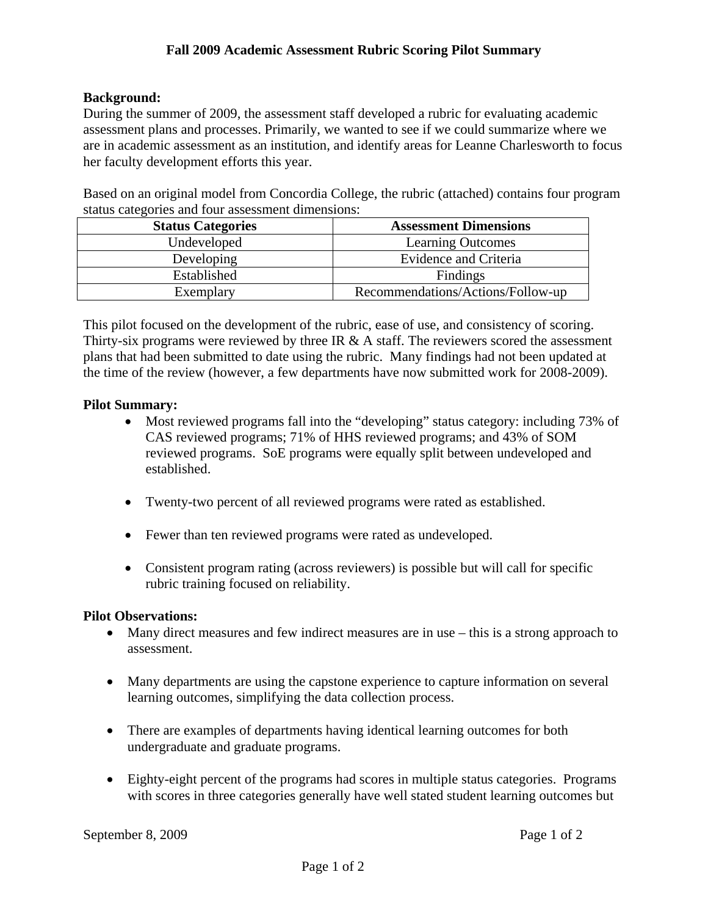# Fall 2009 Academic Assessment Rubric Scoring Pilot Summary

**Background:**
During the summer of 2009, the assessment staff developed a rubric for evaluating academic assessment plans and processes. Primarily, we wanted to see if we could summarize where we are in academic assessment as an institution, and identify areas for Leanne Charlesworth to focus her faculty development efforts this year.

Based on an original model from Concordia College, the rubric (attached) contains four program status categories and four assessment dimensions:

| Status Categories | Assessment Dimensions |
|---|---|
| Undeveloped | Learning Outcomes |
| Developing | Evidence and Criteria |
| Established | Findings |
| Exemplary | Recommendations/Actions/Follow-up |

This pilot focused on the development of the rubric, ease of use, and consistency of scoring. Thirty-six programs were reviewed by three IR & A staff. The reviewers scored the assessment plans that had been submitted to date using the rubric. Many findings had not been updated at the time of the review (however, a few departments have now submitted work for 2008-2009).

**Pilot Summary:**

- Most reviewed programs fall into the "developing" status category: including 73% of CAS reviewed programs; 71% of HHS reviewed programs; and 43% of SOM reviewed programs. SoE programs were equally split between undeveloped and established.
- Twenty-two percent of all reviewed programs were rated as established.
- Fewer than ten reviewed programs were rated as undeveloped.
- Consistent program rating (across reviewers) is possible but will call for specific rubric training focused on reliability.

**Pilot Observations:**

- Many direct measures and few indirect measures are in use – this is a strong approach to assessment.
- Many departments are using the capstone experience to capture information on several learning outcomes, simplifying the data collection process.
- There are examples of departments having identical learning outcomes for both undergraduate and graduate programs.
- Eighty-eight percent of the programs had scores in multiple status categories. Programs with scores in three categories generally have well stated student learning outcomes but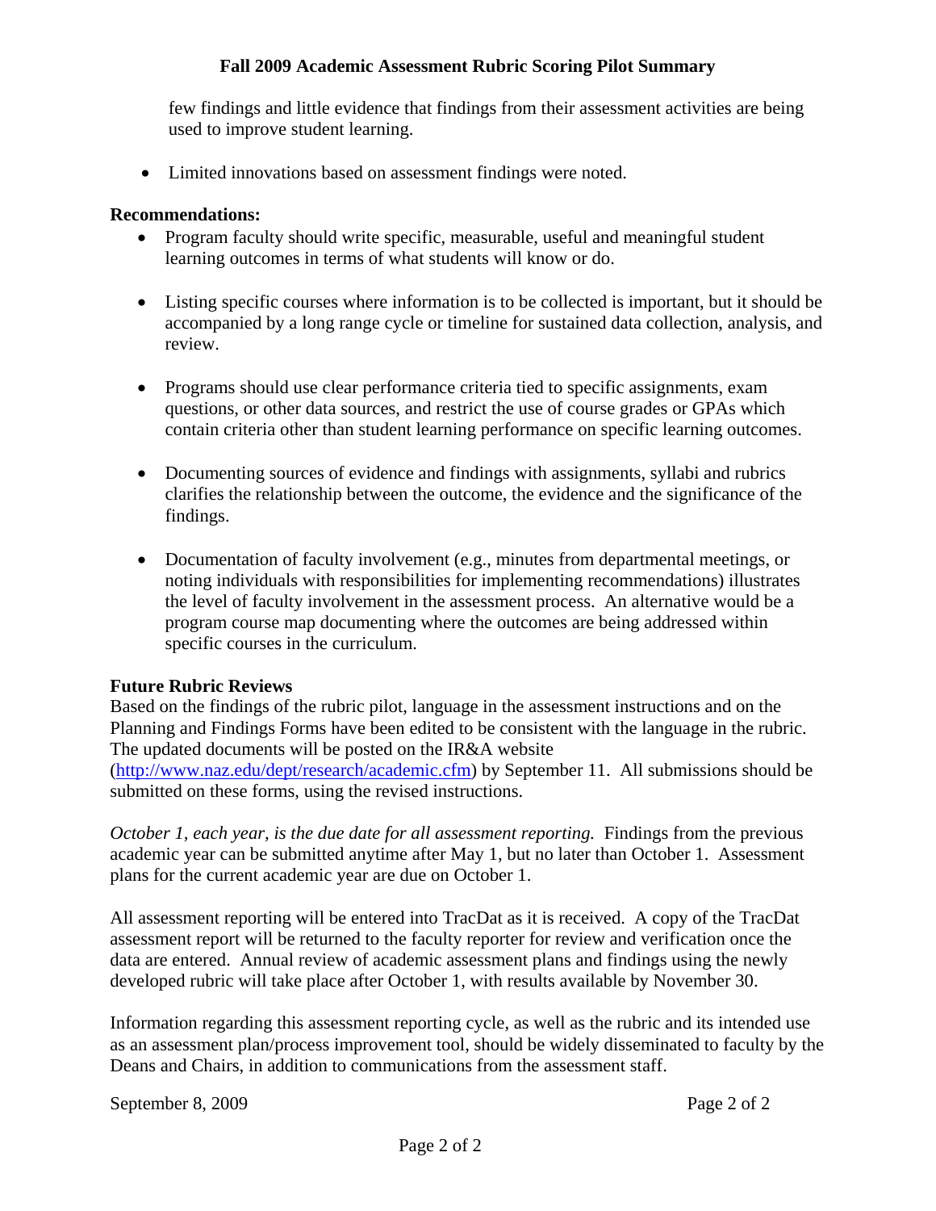few findings and little evidence that findings from their assessment activities are being used to improve student learning.

- Limited innovations based on assessment findings were noted.

**Recommendations:**

- Program faculty should write specific, measurable, useful and meaningful student learning outcomes in terms of what students will know or do.

- Listing specific courses where information is to be collected is important, but it should be accompanied by a long range cycle or timeline for sustained data collection, analysis, and review.

- Programs should use clear performance criteria tied to specific assignments, exam questions, or other data sources, and restrict the use of course grades or GPAs which contain criteria other than student learning performance on specific learning outcomes.

- Documenting sources of evidence and findings with assignments, syllabi and rubrics clarifies the relationship between the outcome, the evidence and the significance of the findings.

- Documentation of faculty involvement (e.g., minutes from departmental meetings, or noting individuals with responsibilities for implementing recommendations) illustrates the level of faculty involvement in the assessment process. An alternative would be a program course map documenting where the outcomes are being addressed within specific courses in the curriculum.

**Future Rubric Reviews**

Based on the findings of the rubric pilot, language in the assessment instructions and on the Planning and Findings Forms have been edited to be consistent with the language in the rubric. The updated documents will be posted on the IR&A website (http://www.naz.edu/dept/research/academic.cfm) by September 11. All submissions should be submitted on these forms, using the revised instructions.

*October 1, each year, is the due date for all assessment reporting.* Findings from the previous academic year can be submitted anytime after May 1, but no later than October 1. Assessment plans for the current academic year are due on October 1.

All assessment reporting will be entered into TracDat as it is received. A copy of the TracDat assessment report will be returned to the faculty reporter for review and verification once the data are entered. Annual review of academic assessment plans and findings using the newly developed rubric will take place after October 1, with results available by November 30.

Information regarding this assessment reporting cycle, as well as the rubric and its intended use as an assessment plan/process improvement tool, should be widely disseminated to faculty by the Deans and Chairs, in addition to communications from the assessment staff.

September 8, 2009